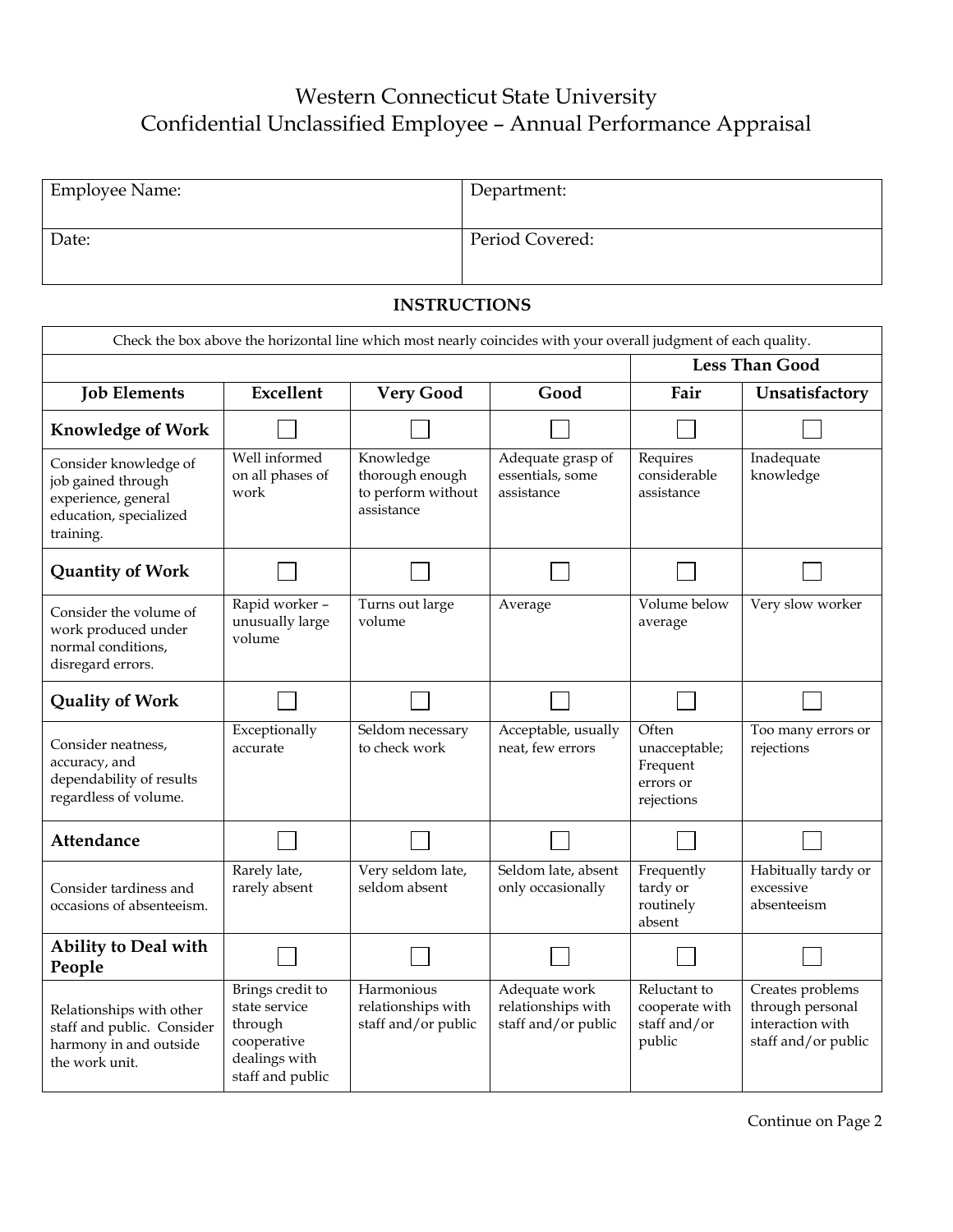# Western Connecticut State University
## Confidential Unclassified Employee – Annual Performance Appraisal

| Employee Name: | Department: |
|---|---|
| Date: | Period Covered: |

**INSTRUCTIONS**

Check the box above the horizontal line which most nearly coincides with your overall judgment of each quality.

| | | | | Less Than Good | |
|---|---|---|---|---|---|
| **Job Elements** | **Excellent** | **Very Good** | **Good** | **Fair** | **Unsatisfactory** |
| **Knowledge of Work** | ☐ | ☐ | ☐ | ☐ | ☐ |
| Consider knowledge of job gained through experience, general education, specialized training. | Well informed on all phases of work | Knowledge thorough enough to perform without assistance | Adequate grasp of essentials, some assistance | Requires considerable assistance | Inadequate knowledge |
| **Quantity of Work** | ☐ | ☐ | ☐ | ☐ | ☐ |
| Consider the volume of work produced under normal conditions, disregard errors. | Rapid worker – unusually large volume | Turns out large volume | Average | Volume below average | Very slow worker |
| **Quality of Work** | ☐ | ☐ | ☐ | ☐ | ☐ |
| Consider neatness, accuracy, and dependability of results regardless of volume. | Exceptionally accurate | Seldom necessary to check work | Acceptable, usually neat, few errors | Often unacceptable; Frequent errors or rejections | Too many errors or rejections |
| **Attendance** | ☐ | ☐ | ☐ | ☐ | ☐ |
| Consider tardiness and occasions of absenteeism. | Rarely late, rarely absent | Very seldom late, seldom absent | Seldom late, absent only occasionally | Frequently tardy or routinely absent | Habitually tardy or excessive absenteeism |
| **Ability to Deal with People** | ☐ | ☐ | ☐ | ☐ | ☐ |
| Relationships with other staff and public. Consider harmony in and outside the work unit. | Brings credit to state service through cooperative dealings with staff and public | Harmonious relationships with staff and/or public | Adequate work relationships with staff and/or public | Reluctant to cooperate with staff and/or public | Creates problems through personal interaction with staff and/or public |

Continue on Page 2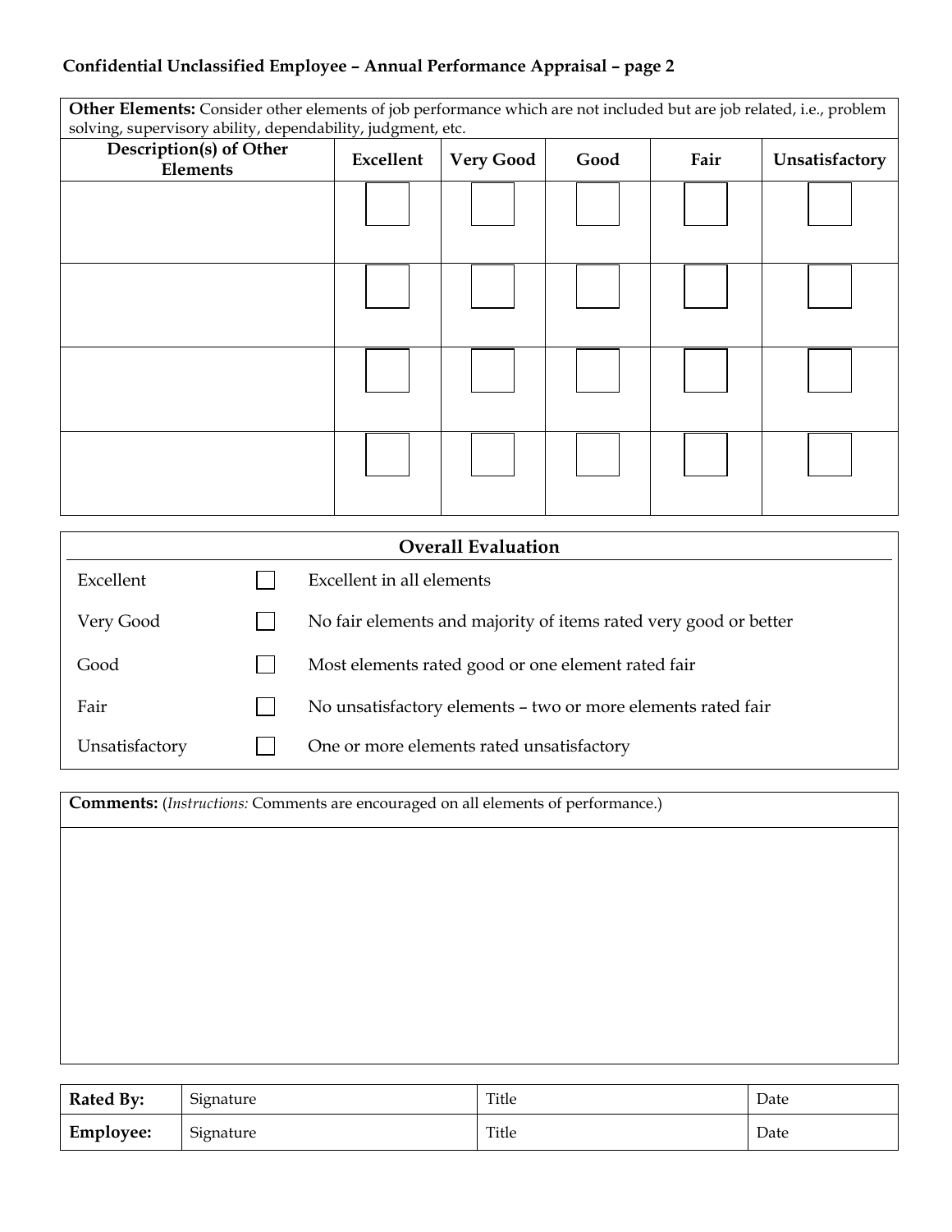**Confidential Unclassified Employee – Annual Performance Appraisal – page 2**

**Other Elements:** Consider other elements of job performance which are not included but are job related, i.e., problem solving, supervisory ability, dependability, judgment, etc.

| Description(s) of Other Elements | Excellent | Very Good | Good | Fair | Unsatisfactory |
|---|---|---|---|---|---|
| | ☐ | ☐ | ☐ | ☐ | ☐ |
| | ☐ | ☐ | ☐ | ☐ | ☐ |
| | ☐ | ☐ | ☐ | ☐ | ☐ |
| | ☐ | ☐ | ☐ | ☐ | ☐ |

**Overall Evaluation**

| | | |
|---|---|---|
| Excellent | ☐ | Excellent in all elements |
| Very Good | ☐ | No fair elements and majority of items rated very good or better |
| Good | ☐ | Most elements rated good or one element rated fair |
| Fair | ☐ | No unsatisfactory elements – two or more elements rated fair |
| Unsatisfactory | ☐ | One or more elements rated unsatisfactory |

**Comments:** (*Instructions:* Comments are encouraged on all elements of performance.)

| | | | |
|---|---|---|---|
| **Rated By:** | Signature | Title | Date |
| **Employee:** | Signature | Title | Date |